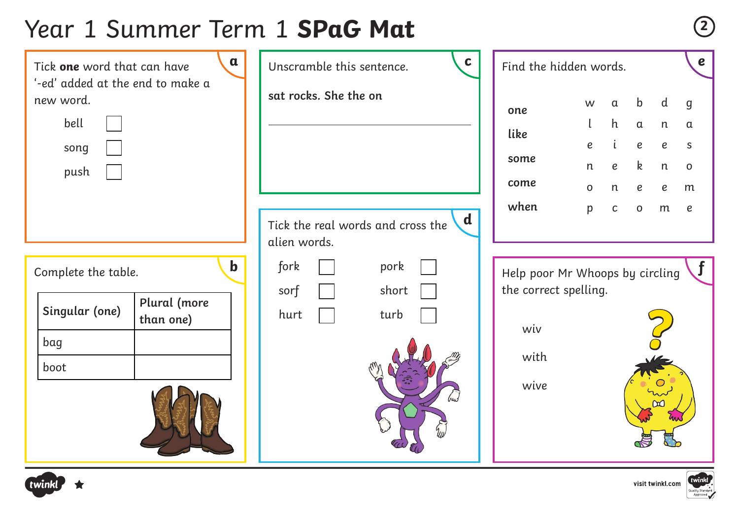# Year 1 Summer Term 1 **SPaG Mat**

## a

Tick **one** word that can have '-ed' added at the end to make a new word.

- bell ☐
- song ☐
- push ☐

## b

Complete the table.

| Singular (one) | Plural (more than one) |
| --- | --- |
| bag | |
| boot | |

## c

Unscramble this sentence.

**sat rocks. She the on**

______________________________

## d

Tick the real words and cross the alien words.

| | | | |
| --- | --- | --- | --- |
| fork | ☐ | pork | ☐ |
| sorf | ☐ | short | ☐ |
| hurt | ☐ | turb | ☐ |

## e

Find the hidden words.

**one**
**like**
**some**
**come**
**when**

| | | | | |
| --- | --- | --- | --- | --- |
| w | a | b | d | g |
| l | h | a | n | a |
| e | i | e | e | s |
| n | e | k | n | o |
| o | n | e | e | m |
| p | c | o | m | e |

## f

Help poor Mr Whoops by circling the correct spelling.

wiv

with

wive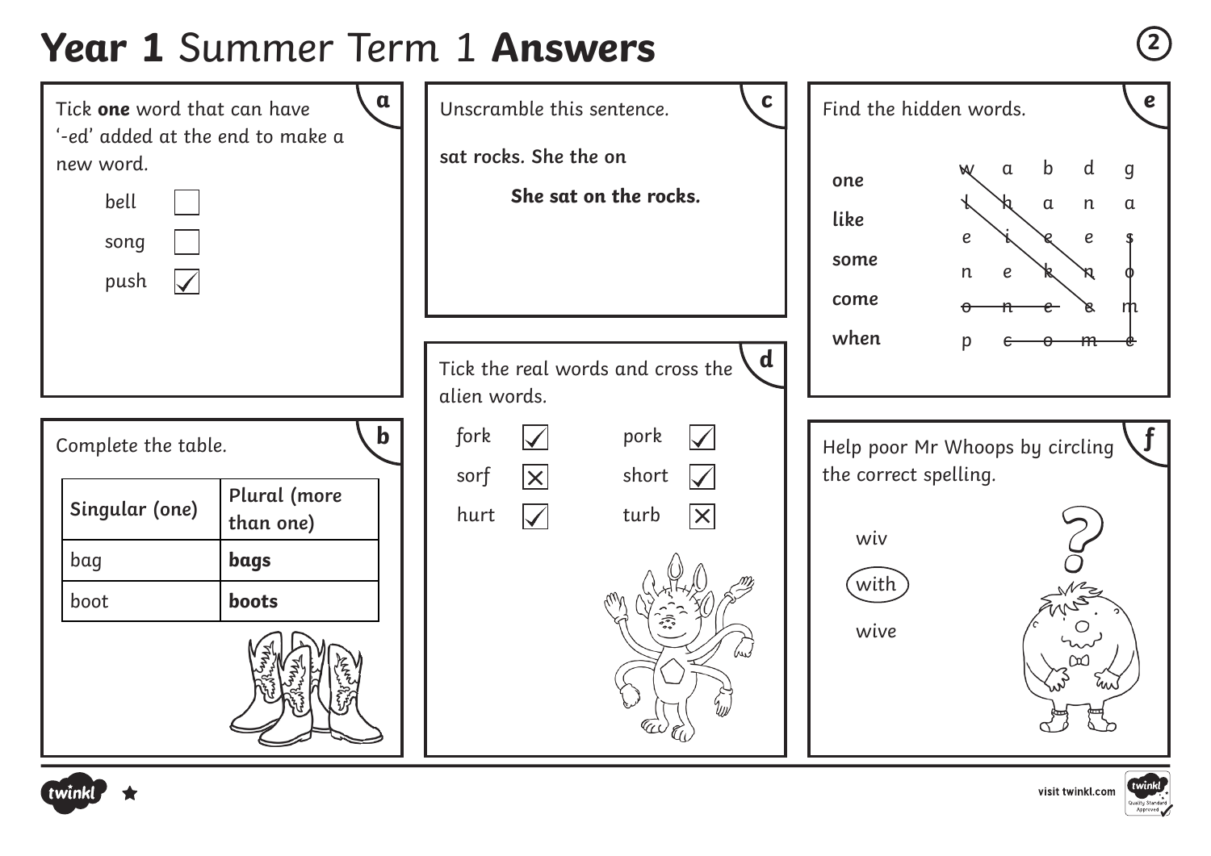# **Year 1** Summer Term 1 **Answers**

## a

Tick **one** word that can have '-ed' added at the end to make a new word.

- bell ☐
- song ☐
- push ☑

## b

Complete the table.

| Singular (one) | Plural (more than one) |
| --- | --- |
| bag | **bags** |
| boot | **boots** |

## c

Unscramble this sentence.

**sat rocks. She the on**

**She sat on the rocks.**

## d

Tick the real words and cross the alien words.

| | | | |
| --- | --- | --- | --- |
| fork | ☑ | pork | ☑ |
| sorf | ☒ | short | ☑ |
| hurt | ☑ | turb | ☒ |

## e

Find the hidden words.

**one**
**like**
**some**
**come**
**when**

| | | | | |
| --- | --- | --- | --- | --- |
| w | a | b | d | g |
| l | h | a | n | a |
| e | i | e | e | s |
| n | e | k | n | o |
| o | n | e | e | m |
| p | c | o | m | e |

## f

Help poor Mr Whoops by circling the correct spelling.

wiv

(with) ← circled

wive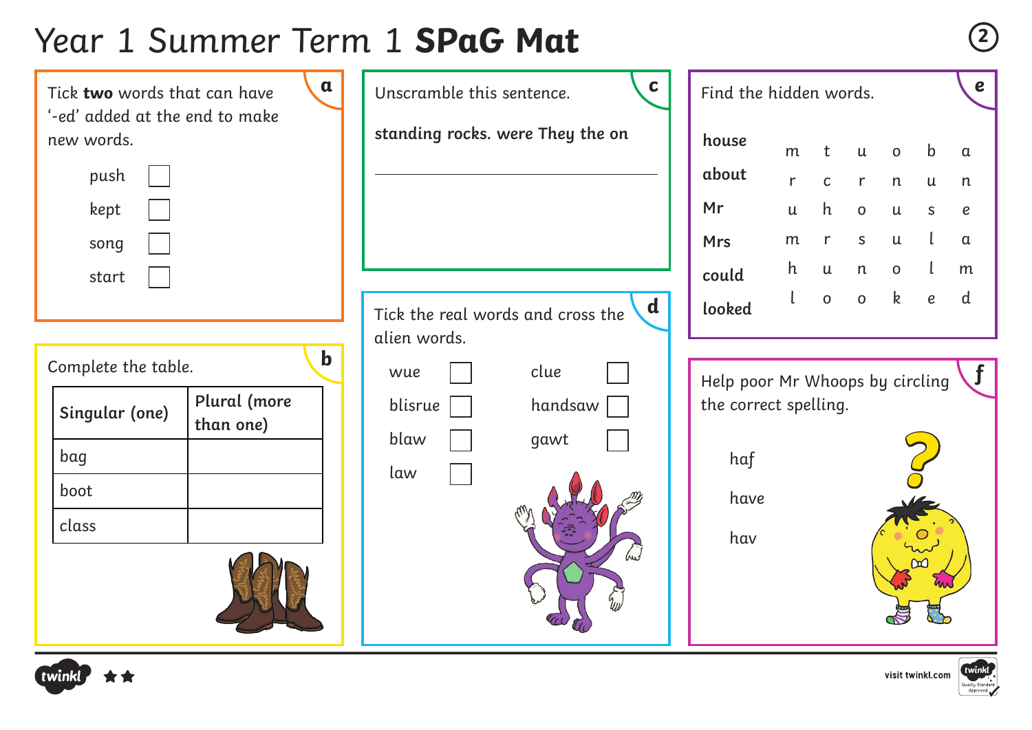# Year 1 Summer Term 1 **SPaG Mat**

## a

Tick **two** words that can have '-ed' added at the end to make new words.

- push ☐
- kept ☐
- song ☐
- start ☐

## b

Complete the table.

| Singular (one) | Plural (more than one) |
|---|---|
| bag | |
| boot | |
| class | |

## c

Unscramble this sentence.

**standing rocks. were They the on**

______________________________

## d

Tick the real words and cross the alien words.

| | | | |
|---|---|---|---|
| wue | ☐ | clue | ☐ |
| blisrue | ☐ | handsaw | ☐ |
| blaw | ☐ | gawt | ☐ |
| law | ☐ | | |

## e

Find the hidden words.

**house**
**about**
**Mr**
**Mrs**
**could**
**looked**

| | | | | | |
|---|---|---|---|---|---|
| m | t | u | o | b | a |
| r | c | r | n | u | n |
| u | h | o | u | s | e |
| m | r | s | u | l | a |
| h | u | n | o | l | m |
| l | o | o | k | e | d |

## f

Help poor Mr Whoops by circling the correct spelling.

haf

have

hav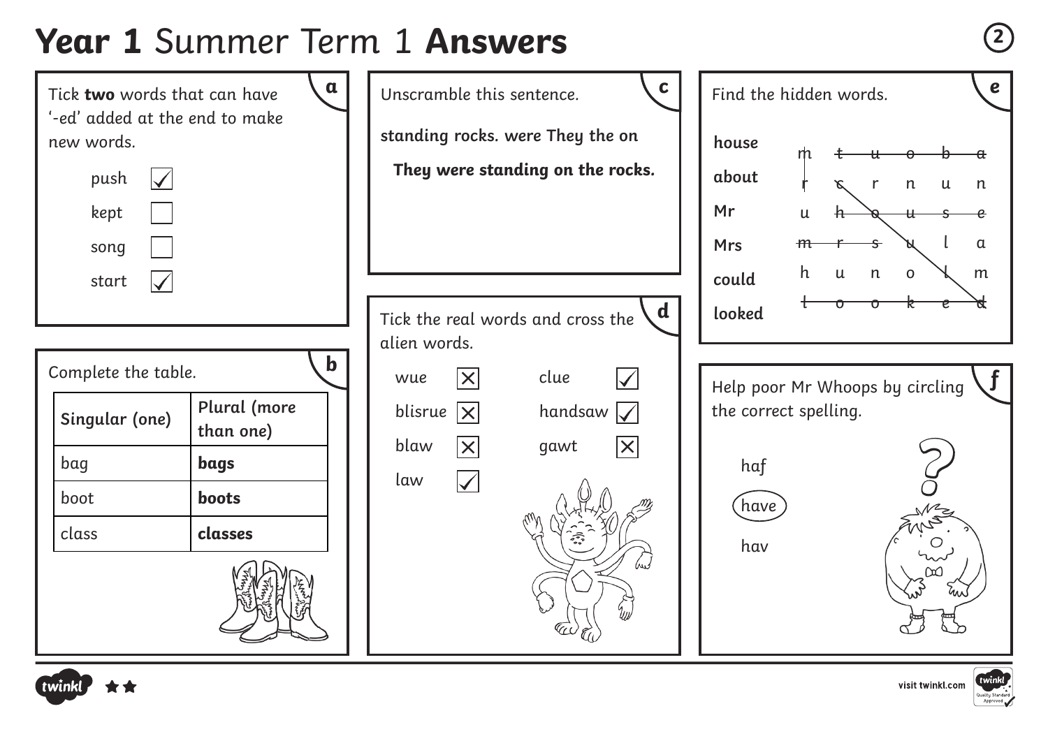# **Year 1** Summer Term 1 **Answers**

## a

Tick **two** words that can have '-ed' added at the end to make new words.

- push ☑
- kept ☐
- song ☐
- start ☑

## b

Complete the table.

| Singular (one) | Plural (more than one) |
|---|---|
| bag | **bags** |
| boot | **boots** |
| class | **classes** |

## c

Unscramble this sentence.

**standing rocks. were They the on**

**They were standing on the rocks.**

## d

Tick the real words and cross the alien words.

- wue ☒
- blisrue ☒
- blaw ☒
- law ☑
- clue ☑
- handsaw ☑
- gawt ☒

## e

Find the hidden words.

- house
- about
- Mr
- Mrs
- could
- looked

| | | | | | |
|---|---|---|---|---|---|
| m | t | u | o | b | a |
| r | c | r | n | u | n |
| u | h | o | u | s | e |
| m | r | s | u | l | a |
| h | u | n | o | l | m |
| l | o | o | k | e | d |

## f

Help poor Mr Whoops by circling the correct spelling.

- haf
- (have)
- hav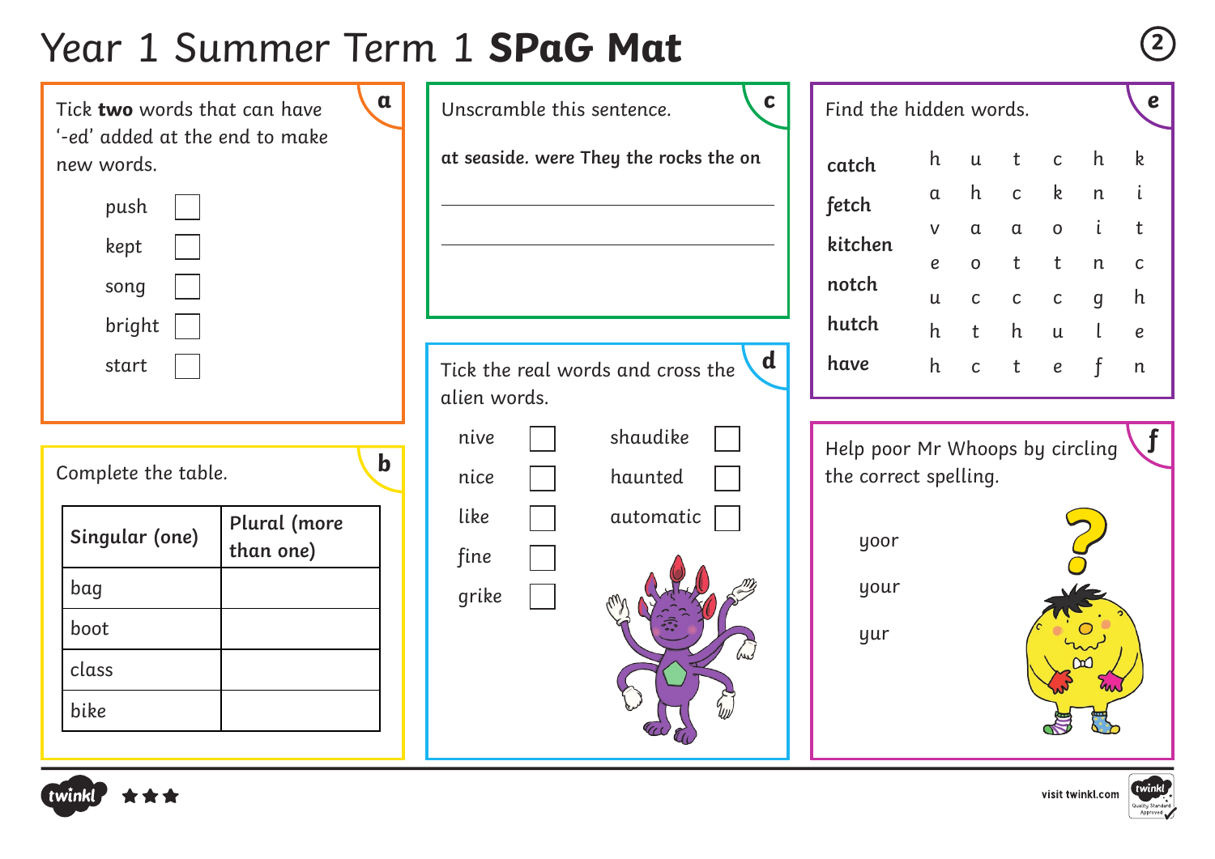# Year 1 Summer Term 1 **SPaG Mat**

2

## a

Tick **two** words that can have '-ed' added at the end to make new words.

- push ☐
- kept ☐
- song ☐
- bright ☐
- start ☐

## b

Complete the table.

| Singular (one) | Plural (more than one) |
|---|---|
| bag | |
| boot | |
| class | |
| bike | |

## c

Unscramble this sentence.

**at seaside. were They the rocks the on**

_______________________________

_______________________________

## d

Tick the real words and cross the alien words.

- nive ☐
- nice ☐
- like ☐
- fine ☐
- grike ☐
- shaudike ☐
- haunted ☐
- automatic ☐

## e

Find the hidden words.

**catch**
**fetch**
**kitchen**
**notch**
**hutch**
**have**

| | | | | | |
|---|---|---|---|---|---|
| h | u | t | c | h | k |
| a | h | c | k | n | i |
| v | a | a | o | i | t |
| e | o | t | t | n | c |
| u | c | c | c | g | h |
| h | t | h | u | l | e |
| h | c | t | e | f | n |

## f

Help poor Mr Whoops by circling the correct spelling.

- yoor
- your
- yur

visit twinkl.com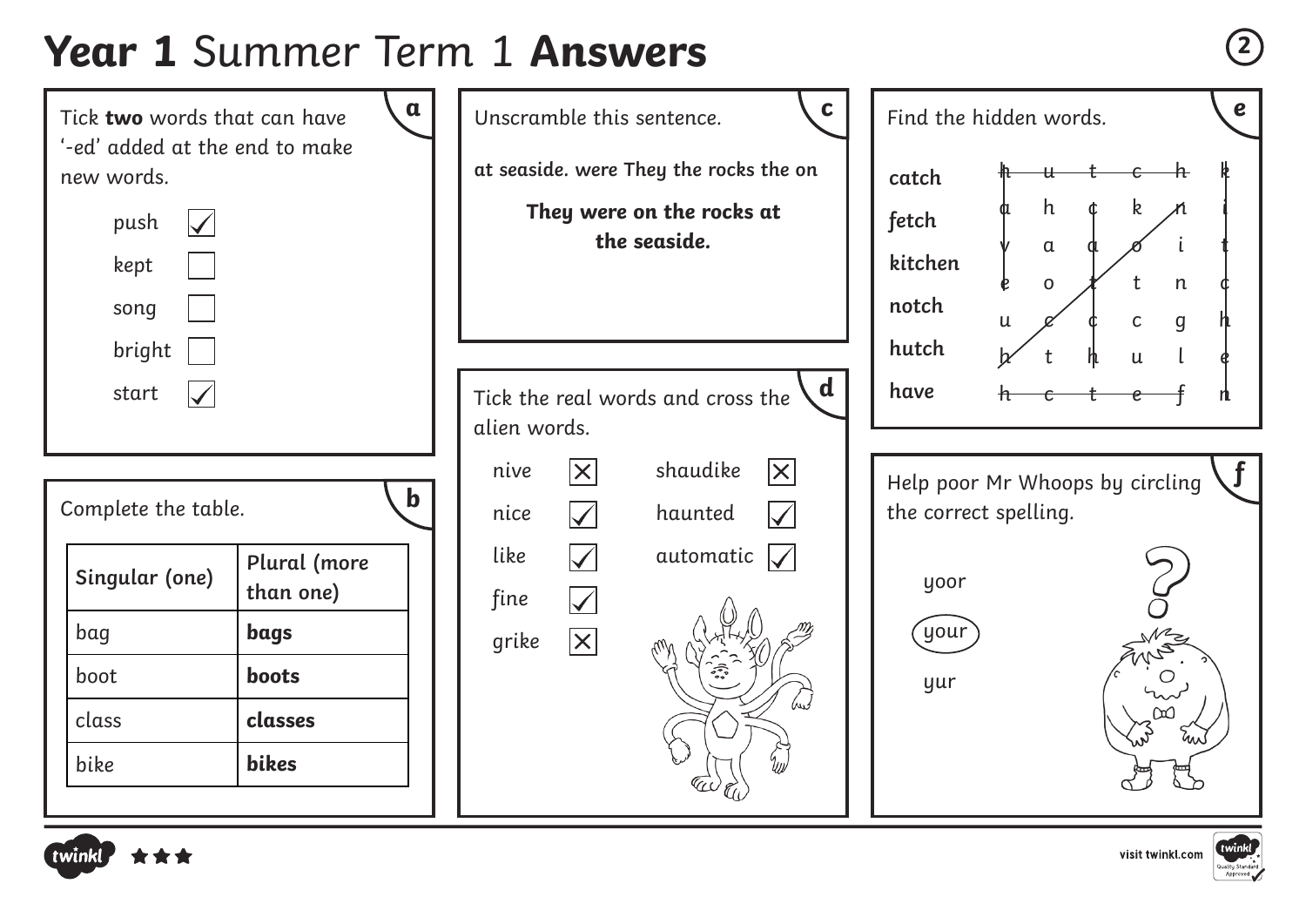# **Year 1** Summer Term 1 **Answers**

## a

Tick **two** words that can have '-ed' added at the end to make new words.

- push ☑
- kept ☐
- song ☐
- bright ☐
- start ☑

## b

Complete the table.

| Singular (one) | Plural (more than one) |
|---|---|
| bag | **bags** |
| boot | **boots** |
| class | **classes** |
| bike | **bikes** |

## c

Unscramble this sentence.

**at seaside. were They the rocks the on**

**They were on the rocks at the seaside.**

## d

Tick the real words and cross the alien words.

- nive ☒
- nice ☑
- like ☑
- fine ☑
- grike ☒
- shaudike ☒
- haunted ☑
- automatic ☑

## e

Find the hidden words.

**catch**
**fetch**
**kitchen**
**notch**
**hutch**
**have**

| | | | | | |
|---|---|---|---|---|---|
| h | u | t | c | h | k |
| a | h | c | k | n | i |
| v | a | a | o | i | t |
| e | o | t | t | n | c |
| u | c | c | c | g | h |
| h | t | h | u | l | e |
| h | c | t | e | f | n |

## f

Help poor Mr Whoops by circling the correct spelling.

- yoor
- (your)
- yur